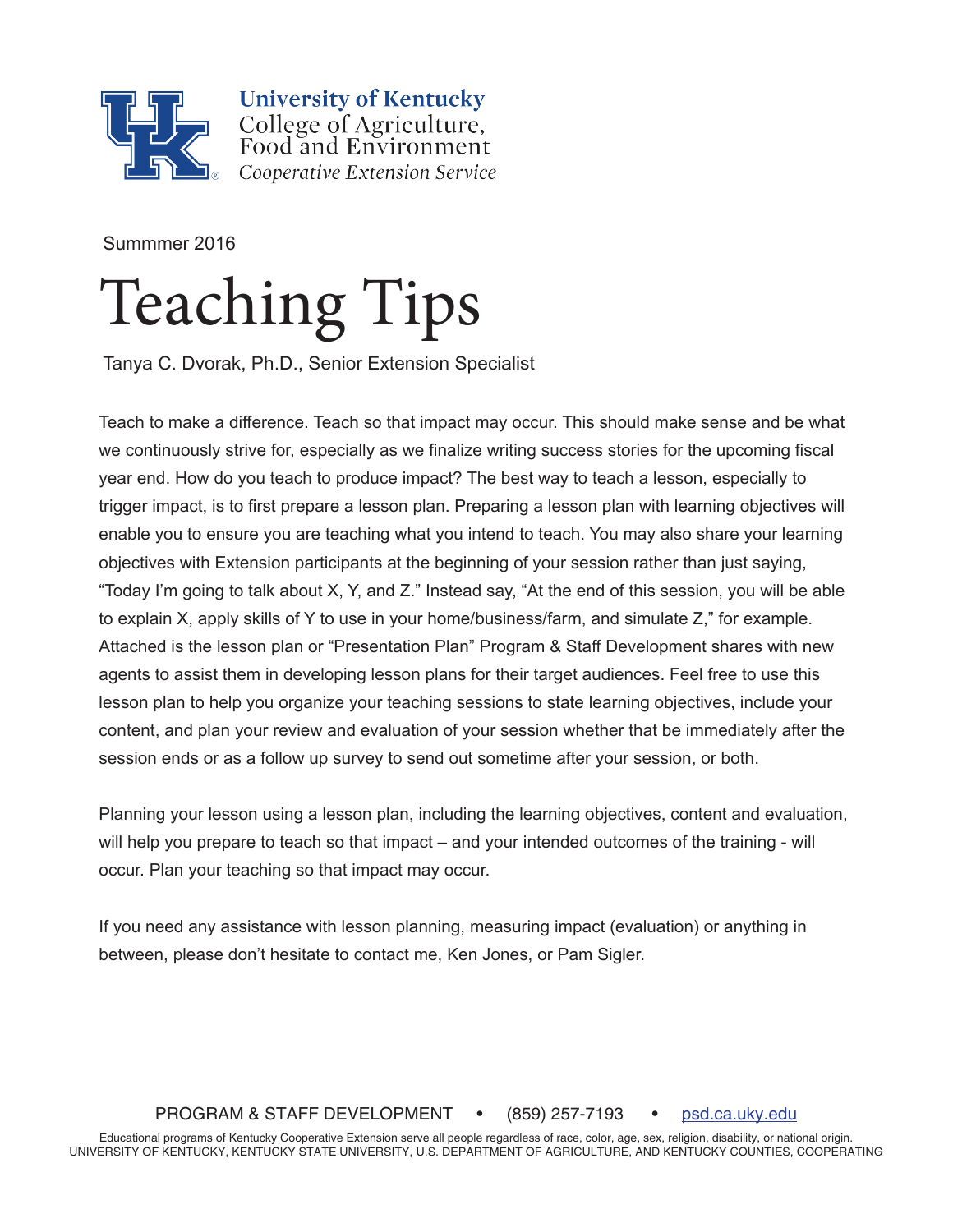University of Kentucky
College of Agriculture,
Food and Environment
*Cooperative Extension Service*

Summmer 2016

# Teaching Tips

Tanya C. Dvorak, Ph.D., Senior Extension Specialist

Teach to make a difference. Teach so that impact may occur. This should make sense and be what we continuously strive for, especially as we finalize writing success stories for the upcoming fiscal year end. How do you teach to produce impact? The best way to teach a lesson, especially to trigger impact, is to first prepare a lesson plan. Preparing a lesson plan with learning objectives will enable you to ensure you are teaching what you intend to teach. You may also share your learning objectives with Extension participants at the beginning of your session rather than just saying, "Today I'm going to talk about X, Y, and Z." Instead say, "At the end of this session, you will be able to explain X, apply skills of Y to use in your home/business/farm, and simulate Z," for example. Attached is the lesson plan or "Presentation Plan" Program & Staff Development shares with new agents to assist them in developing lesson plans for their target audiences. Feel free to use this lesson plan to help you organize your teaching sessions to state learning objectives, include your content, and plan your review and evaluation of your session whether that be immediately after the session ends or as a follow up survey to send out sometime after your session, or both.

Planning your lesson using a lesson plan, including the learning objectives, content and evaluation, will help you prepare to teach so that impact – and your intended outcomes of the training - will occur. Plan your teaching so that impact may occur.

If you need any assistance with lesson planning, measuring impact (evaluation) or anything in between, please don't hesitate to contact me, Ken Jones, or Pam Sigler.

PROGRAM & STAFF DEVELOPMENT • (859) 257-7193 • psd.ca.uky.edu

Educational programs of Kentucky Cooperative Extension serve all people regardless of race, color, age, sex, religion, disability, or national origin.
UNIVERSITY OF KENTUCKY, KENTUCKY STATE UNIVERSITY, U.S. DEPARTMENT OF AGRICULTURE, AND KENTUCKY COUNTIES, COOPERATING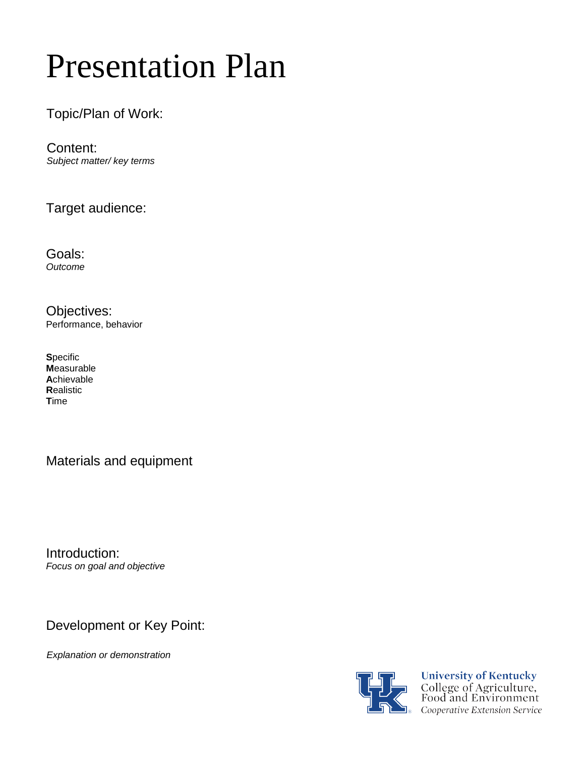# Presentation Plan

Topic/Plan of Work:

Content:
*Subject matter/ key terms*

Target audience:

Goals:
*Outcome*

Objectives:
Performance, behavior

**S**pecific
**M**easurable
**A**chievable
**R**ealistic
**T**ime

Materials and equipment

Introduction:
*Focus on goal and objective*

Development or Key Point:

*Explanation or demonstration*

University of Kentucky
College of Agriculture, Food and Environment
*Cooperative Extension Service*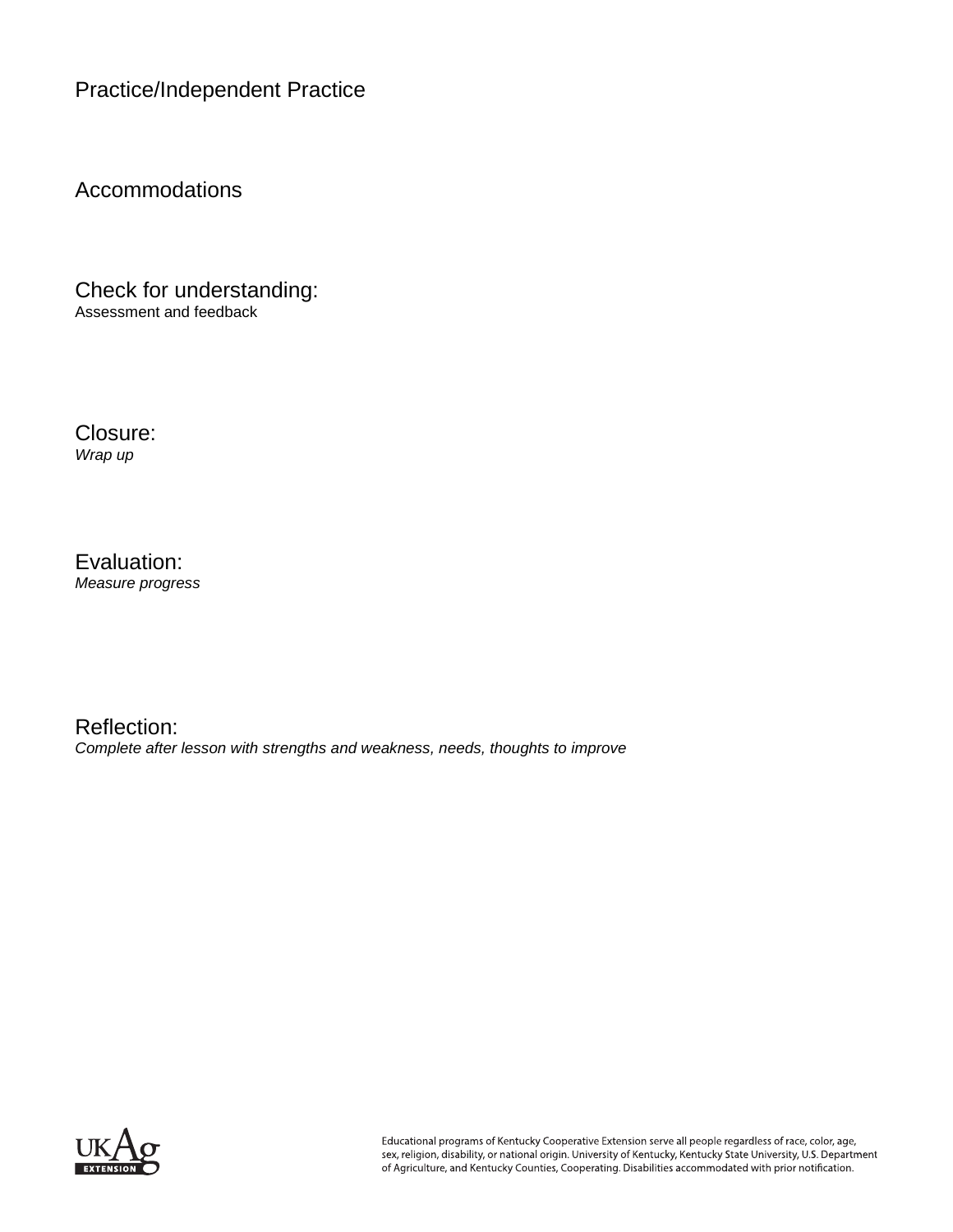## Practice/Independent Practice

## Accommodations

## Check for understanding:

Assessment and feedback

## Closure:

*Wrap up*

## Evaluation:

*Measure progress*

## Reflection:

*Complete after lesson with strengths and weakness, needs, thoughts to improve*

UKAg EXTENSION

Educational programs of Kentucky Cooperative Extension serve all people regardless of race, color, age, sex, religion, disability, or national origin. University of Kentucky, Kentucky State University, U.S. Department of Agriculture, and Kentucky Counties, Cooperating. Disabilities accommodated with prior notification.